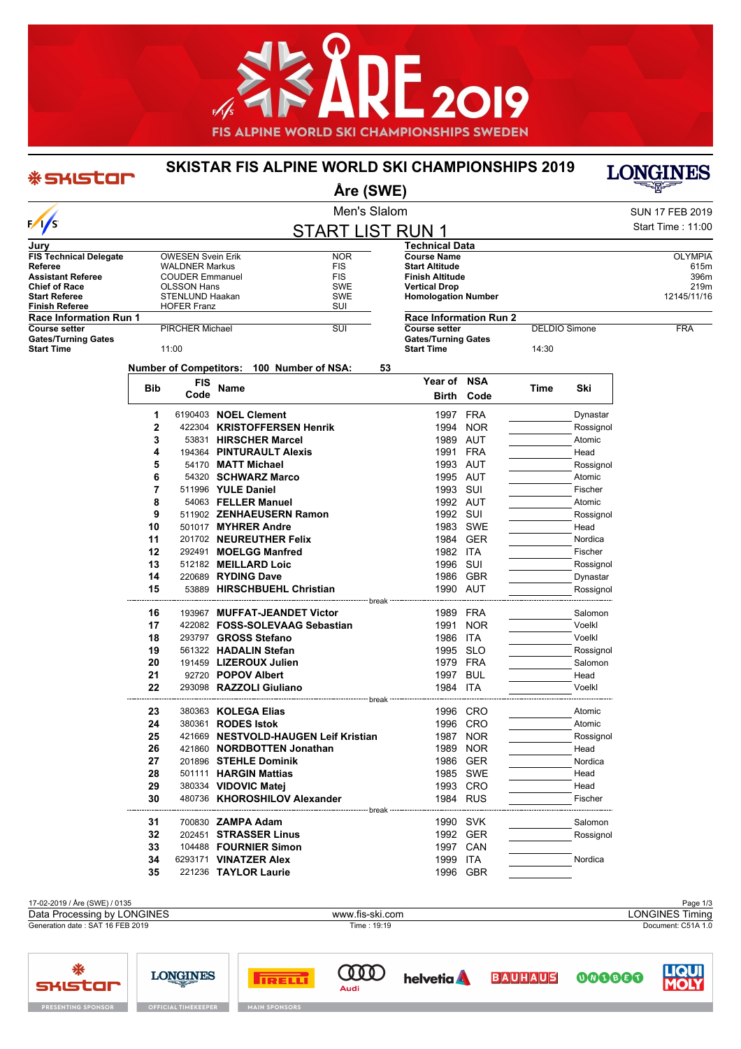# SKISTAR FIS ALPINE WORLD SKI CHAMPIONSHIPS 2019

## Åre (SWE)

Men's Slalom

SUN 17 FEB 2019

Start Time : 11:00

## START LIST RUN 1

| Jury | | |
|---|---|---|
| FIS Technical Delegate | OWESEN Svein Erik | NOR |
| Referee | WALDNER Markus | FIS |
| Assistant Referee | COUDER Emmanuel | FIS |
| Chief of Race | OLSSON Hans | SWE |
| Start Referee | STENLUND Haakan | SWE |
| Finish Referee | HOFER Franz | SUI |

| Technical Data | |
|---|---|
| Course Name | OLYMPIA |
| Start Altitude | 615m |
| Finish Altitude | 396m |
| Vertical Drop | 219m |
| Homologation Number | 12145/11/16 |

| Race Information Run 1 | | |
|---|---|---|
| Course setter | PIRCHER Michael | SUI |
| Gates/Turning Gates | | |
| Start Time | 11:00 | |

| Race Information Run 2 | | |
|---|---|---|
| Course setter | DELDIO Simone | FRA |
| Gates/Turning Gates | | |
| Start Time | 14:30 | |

Number of Competitors: 100 Number of NSA: 53

| Bib | FIS Code | Name | Year of Birth | NSA Code | Time | Ski |
|---|---|---|---|---|---|---|
| 1 | 6190403 | **NOEL Clement** | 1997 | FRA | | Dynastar |
| 2 | 422304 | **KRISTOFFERSEN Henrik** | 1994 | NOR | | Rossignol |
| 3 | 53831 | **HIRSCHER Marcel** | 1989 | AUT | | Atomic |
| 4 | 194364 | **PINTURAULT Alexis** | 1991 | FRA | | Head |
| 5 | 54170 | **MATT Michael** | 1993 | AUT | | Rossignol |
| 6 | 54320 | **SCHWARZ Marco** | 1995 | AUT | | Atomic |
| 7 | 511996 | **YULE Daniel** | 1993 | SUI | | Fischer |
| 8 | 54063 | **FELLER Manuel** | 1992 | AUT | | Atomic |
| 9 | 511902 | **ZENHAEUSERN Ramon** | 1992 | SUI | | Rossignol |
| 10 | 501017 | **MYHRER Andre** | 1983 | SWE | | Head |
| 11 | 201702 | **NEUREUTHER Felix** | 1984 | GER | | Nordica |
| 12 | 292491 | **MOELGG Manfred** | 1982 | ITA | | Fischer |
| 13 | 512182 | **MEILLARD Loic** | 1996 | SUI | | Rossignol |
| 14 | 220689 | **RYDING Dave** | 1986 | GBR | | Dynastar |
| 15 | 53889 | **HIRSCHBUEHL Christian** | 1990 | AUT | | Rossignol |
| | | break | | | | |
| 16 | 193967 | **MUFFAT-JEANDET Victor** | 1989 | FRA | | Salomon |
| 17 | 422082 | **FOSS-SOLEVAAG Sebastian** | 1991 | NOR | | Voelkl |
| 18 | 293797 | **GROSS Stefano** | 1986 | ITA | | Voelkl |
| 19 | 561322 | **HADALIN Stefan** | 1995 | SLO | | Rossignol |
| 20 | 191459 | **LIZEROUX Julien** | 1979 | FRA | | Salomon |
| 21 | 92720 | **POPOV Albert** | 1997 | BUL | | Head |
| 22 | 293098 | **RAZZOLI Giuliano** | 1984 | ITA | | Voelkl |
| | | break | | | | |
| 23 | 380363 | **KOLEGA Elias** | 1996 | CRO | | Atomic |
| 24 | 380361 | **RODES Istok** | 1996 | CRO | | Atomic |
| 25 | 421669 | **NESTVOLD-HAUGEN Leif Kristian** | 1987 | NOR | | Rossignol |
| 26 | 421860 | **NORDBOTTEN Jonathan** | 1989 | NOR | | Head |
| 27 | 201896 | **STEHLE Dominik** | 1986 | GER | | Nordica |
| 28 | 501111 | **HARGIN Mattias** | 1985 | SWE | | Head |
| 29 | 380334 | **VIDOVIC Matej** | 1993 | CRO | | Head |
| 30 | 480736 | **KHOROSHILOV Alexander** | 1984 | RUS | | Fischer |
| | | break | | | | |
| 31 | 700830 | **ZAMPA Adam** | 1990 | SVK | | Salomon |
| 32 | 202451 | **STRASSER Linus** | 1992 | GER | | Rossignol |
| 33 | 104488 | **FOURNIER Simon** | 1997 | CAN | | |
| 34 | 6293171 | **VINATZER Alex** | 1999 | ITA | | Nordica |
| 35 | 221236 | **TAYLOR Laurie** | 1996 | GBR | | |

17-02-2019 / Åre (SWE) / 0135

Data Processing by LONGINES — www.fis-ski.com — LONGINES Timing

Generation date : SAT 16 FEB 2019 — Time : 19:19 — Document: C51A 1.0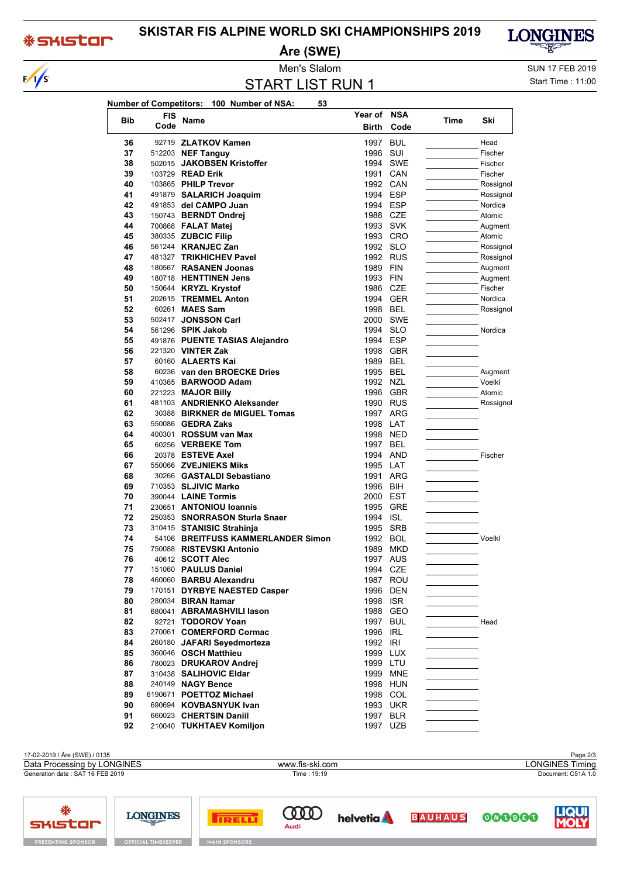# SKISTAR FIS ALPINE WORLD SKI CHAMPIONSHIPS 2019

## Åre (SWE)

Men's Slalom

## START LIST RUN 1

SUN 17 FEB 2019

Start Time : 11:00

**Number of Competitors: 100 Number of NSA: 53**

| Bib | FIS Code | Name | Year of Birth | NSA Code | Time | Ski |
|---|---|---|---|---|---|---|
| 36 | 92719 | **ZLATKOV Kamen** | 1997 | BUL | | Head |
| 37 | 512203 | **NEF Tanguy** | 1996 | SUI | | Fischer |
| 38 | 502015 | **JAKOBSEN Kristoffer** | 1994 | SWE | | Fischer |
| 39 | 103729 | **READ Erik** | 1991 | CAN | | Fischer |
| 40 | 103865 | **PHILP Trevor** | 1992 | CAN | | Rossignol |
| 41 | 491879 | **SALARICH Joaquim** | 1994 | ESP | | Rossignol |
| 42 | 491853 | **del CAMPO Juan** | 1994 | ESP | | Nordica |
| 43 | 150743 | **BERNDT Ondrej** | 1988 | CZE | | Atomic |
| 44 | 700868 | **FALAT Matej** | 1993 | SVK | | Augment |
| 45 | 380335 | **ZUBCIC Filip** | 1993 | CRO | | Atomic |
| 46 | 561244 | **KRANJEC Zan** | 1992 | SLO | | Rossignol |
| 47 | 481327 | **TRIKHICHEV Pavel** | 1992 | RUS | | Rossignol |
| 48 | 180567 | **RASANEN Joonas** | 1989 | FIN | | Augment |
| 49 | 180718 | **HENTTINEN Jens** | 1993 | FIN | | Augment |
| 50 | 150644 | **KRYZL Krystof** | 1986 | CZE | | Fischer |
| 51 | 202615 | **TREMMEL Anton** | 1994 | GER | | Nordica |
| 52 | 60261 | **MAES Sam** | 1998 | BEL | | Rossignol |
| 53 | 502417 | **JONSSON Carl** | 2000 | SWE | | |
| 54 | 561296 | **SPIK Jakob** | 1994 | SLO | | Nordica |
| 55 | 491876 | **PUENTE TASIAS Alejandro** | 1994 | ESP | | |
| 56 | 221320 | **VINTER Zak** | 1998 | GBR | | |
| 57 | 60160 | **ALAERTS Kai** | 1989 | BEL | | |
| 58 | 60236 | **van den BROECKE Dries** | 1995 | BEL | | Augment |
| 59 | 410365 | **BARWOOD Adam** | 1992 | NZL | | Voelkl |
| 60 | 221223 | **MAJOR Billy** | 1996 | GBR | | Atomic |
| 61 | 481103 | **ANDRIENKO Aleksander** | 1990 | RUS | | Rossignol |
| 62 | 30388 | **BIRKNER de MIGUEL Tomas** | 1997 | ARG | | |
| 63 | 550086 | **GEDRA Zaks** | 1998 | LAT | | |
| 64 | 400301 | **ROSSUM van Max** | 1998 | NED | | |
| 65 | 60256 | **VERBEKE Tom** | 1997 | BEL | | |
| 66 | 20378 | **ESTEVE Axel** | 1994 | AND | | Fischer |
| 67 | 550066 | **ZVEJNIEKS Miks** | 1995 | LAT | | |
| 68 | 30266 | **GASTALDI Sebastiano** | 1991 | ARG | | |
| 69 | 710353 | **SLJIVIC Marko** | 1996 | BIH | | |
| 70 | 390044 | **LAINE Tormis** | 2000 | EST | | |
| 71 | 230651 | **ANTONIOU Ioannis** | 1995 | GRE | | |
| 72 | 250353 | **SNORRASON Sturla Snaer** | 1994 | ISL | | |
| 73 | 310415 | **STANISIC Strahinja** | 1995 | SRB | | |
| 74 | 54106 | **BREITFUSS KAMMERLANDER Simon** | 1992 | BOL | | Voelkl |
| 75 | 750088 | **RISTEVSKI Antonio** | 1989 | MKD | | |
| 76 | 40612 | **SCOTT Alec** | 1997 | AUS | | |
| 77 | 151060 | **PAULUS Daniel** | 1994 | CZE | | |
| 78 | 460060 | **BARBU Alexandru** | 1987 | ROU | | |
| 79 | 170151 | **DYRBYE NAESTED Casper** | 1996 | DEN | | |
| 80 | 280034 | **BIRAN Itamar** | 1998 | ISR | | |
| 81 | 680041 | **ABRAMASHVILI Iason** | 1988 | GEO | | |
| 82 | 92721 | **TODOROV Yoan** | 1997 | BUL | | Head |
| 83 | 270061 | **COMERFORD Cormac** | 1996 | IRL | | |
| 84 | 260180 | **JAFARI Seyedmorteza** | 1992 | IRI | | |
| 85 | 360046 | **OSCH Matthieu** | 1999 | LUX | | |
| 86 | 780023 | **DRUKAROV Andrej** | 1999 | LTU | | |
| 87 | 310438 | **SALIHOVIC Eldar** | 1999 | MNE | | |
| 88 | 240149 | **NAGY Bence** | 1998 | HUN | | |
| 89 | 6190671 | **POETTOZ Michael** | 1998 | COL | | |
| 90 | 690694 | **KOVBASNYUK Ivan** | 1993 | UKR | | |
| 91 | 660023 | **CHERTSIN Daniil** | 1997 | BLR | | |
| 92 | 210040 | **TUKHTAEV Komiljon** | 1997 | UZB | | |

17-02-2019 / Åre (SWE) / 0135

Data Processing by LONGINES — www.fis-ski.com — LONGINES Timing

Generation date : SAT 16 FEB 2019 — Time : 19:19 — Document: C51A 1.0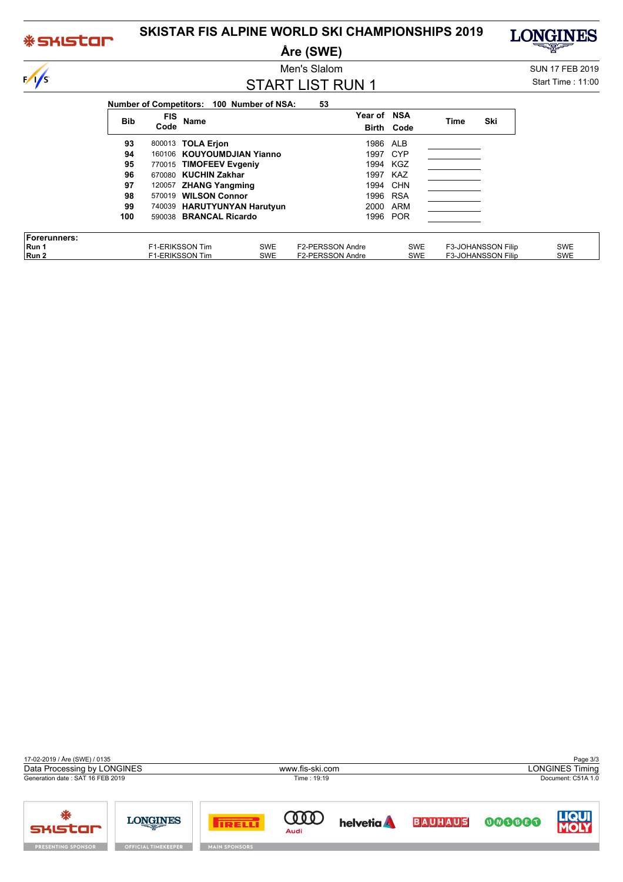# SKISTAR FIS ALPINE WORLD SKI CHAMPIONSHIPS 2019

## Åre (SWE)

Men's Slalom

SUN 17 FEB 2019

## START LIST RUN 1

Start Time : 11:00

**Number of Competitors: 100 Number of NSA: 53**

| Bib | FIS Code | Name | Year of Birth | NSA Code | Time | Ski |
|---|---|---|---|---|---|---|
| 93 | 800013 | **TOLA Erjon** | 1986 | ALB | | |
| 94 | 160106 | **KOUYOUMDJIAN Yianno** | 1997 | CYP | | |
| 95 | 770015 | **TIMOFEEV Evgeniy** | 1994 | KGZ | | |
| 96 | 670080 | **KUCHIN Zakhar** | 1997 | KAZ | | |
| 97 | 120057 | **ZHANG Yangming** | 1994 | CHN | | |
| 98 | 570019 | **WILSON Connor** | 1996 | RSA | | |
| 99 | 740039 | **HARUTYUNYAN Harutyun** | 2000 | ARM | | |
| 100 | 590038 | **BRANCAL Ricardo** | 1996 | POR | | |

**Forerunners:**

| | | | | | | |
|---|---|---|---|---|---|---|
| **Run 1** | F1-ERIKSSON Tim | SWE | F2-PERSSON Andre | SWE | F3-JOHANSSON Filip | SWE |
| **Run 2** | F1-ERIKSSON Tim | SWE | F2-PERSSON Andre | SWE | F3-JOHANSSON Filip | SWE |

17-02-2019 / Åre (SWE) / 0135

Data Processing by LONGINES — www.fis-ski.com — LONGINES Timing

Generation date : SAT 16 FEB 2019 — Time : 19:19 — Document: C51A 1.0